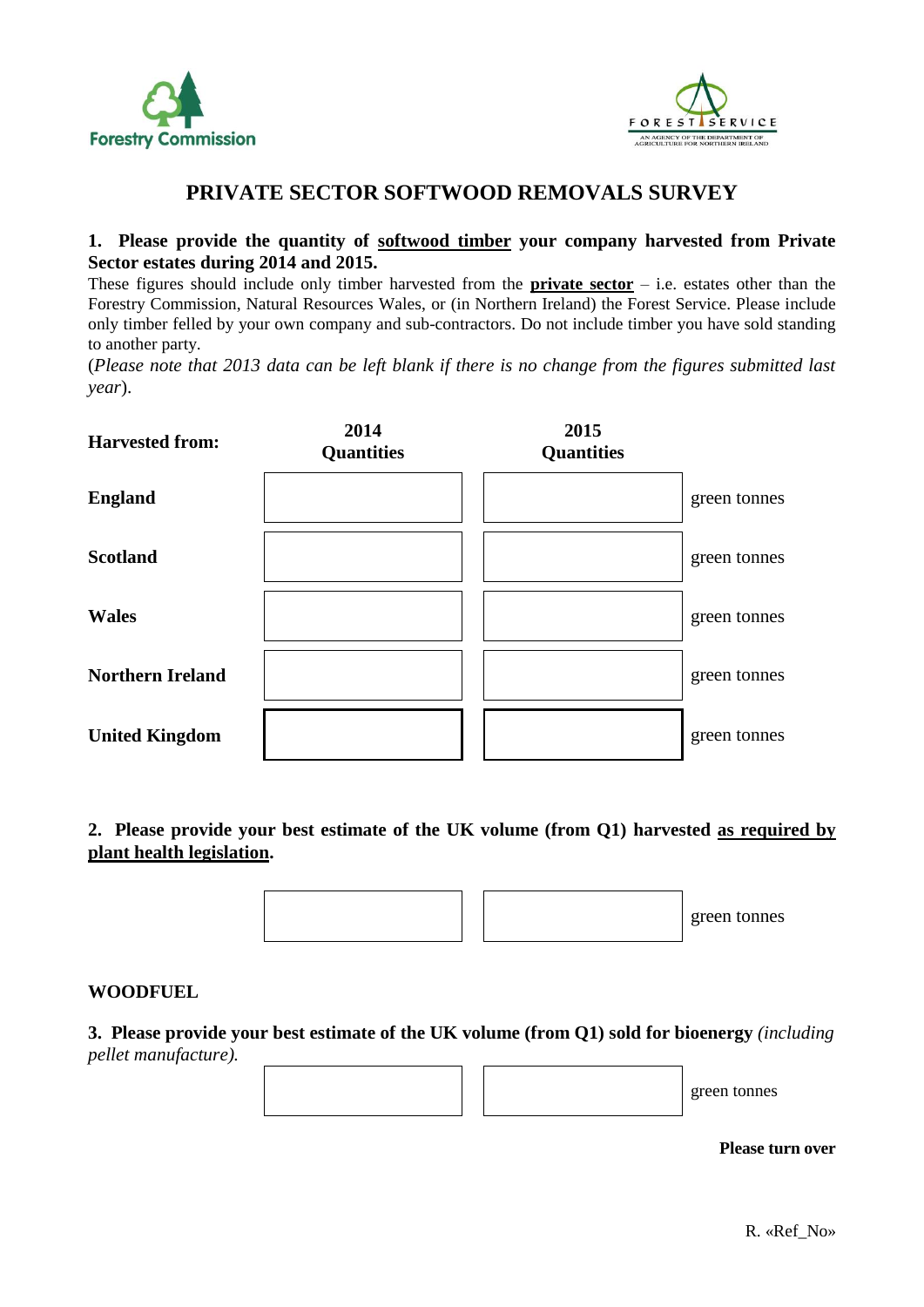Forestry Commission

FOREST SERVICE
AN AGENCY OF THE DEPARTMENT OF AGRICULTURE FOR NORTHERN IRELAND

# PRIVATE SECTOR SOFTWOOD REMOVALS SURVEY

**1. Please provide the quantity of <u>softwood timber</u> your company harvested from Private Sector estates during 2014 and 2015.**

These figures should include only timber harvested from the **<u>private sector</u>** – i.e. estates other than the Forestry Commission, Natural Resources Wales, or (in Northern Ireland) the Forest Service. Please include only timber felled by your own company and sub-contractors. Do not include timber you have sold standing to another party.

(*Please note that 2013 data can be left blank if there is no change from the figures submitted last year*).

| **Harvested from:** | **2014 Quantities** | **2015 Quantities** | |
|---|---|---|---|
| **England** | | | green tonnes |
| **Scotland** | | | green tonnes |
| **Wales** | | | green tonnes |
| **Northern Ireland** | | | green tonnes |
| **United Kingdom** | | | green tonnes |

**2. Please provide your best estimate of the UK volume (from Q1) harvested <u>as required by plant health legislation</u>.**

| | | |
|---|---|---|
| | | green tonnes |

## WOODFUEL

**3. Please provide your best estimate of the UK volume (from Q1) sold for bioenergy** *(including pellet manufacture).*

| | | |
|---|---|---|
| | | green tonnes |

**Please turn over**

R. «Ref_No»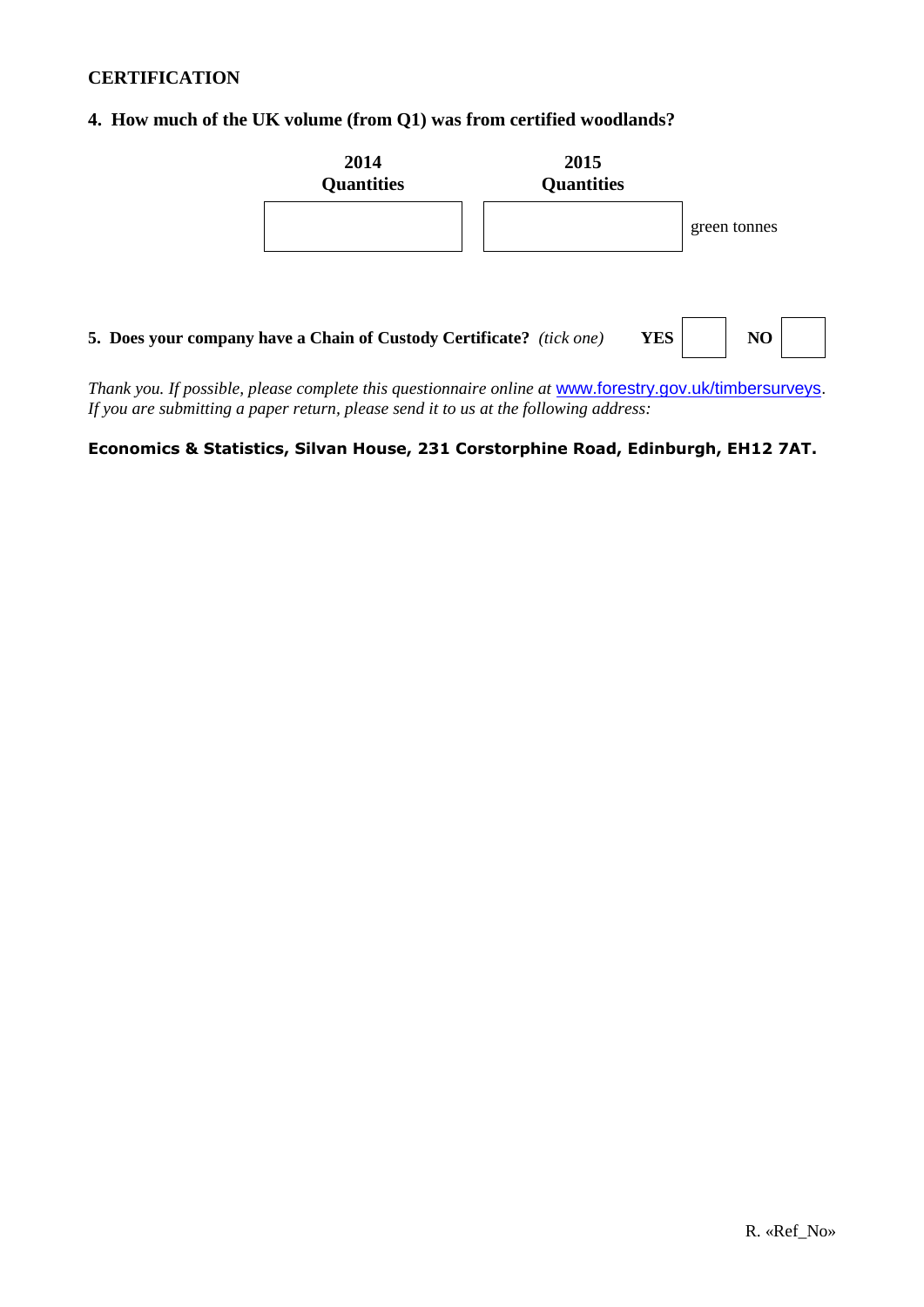## CERTIFICATION

**4. How much of the UK volume (from Q1) was from certified woodlands?**

| 2014 Quantities | 2015 Quantities | |
|---|---|---|
| | | green tonnes |

**5. Does your company have a Chain of Custody Certificate?** *(tick one)* **YES** ☐ **NO** ☐

*Thank you. If possible, please complete this questionnaire online at* www.forestry.gov.uk/timbersurveys*.*
*If you are submitting a paper return, please send it to us at the following address:*

**Economics & Statistics, Silvan House, 231 Corstorphine Road, Edinburgh, EH12 7AT.**

R. «Ref_No»